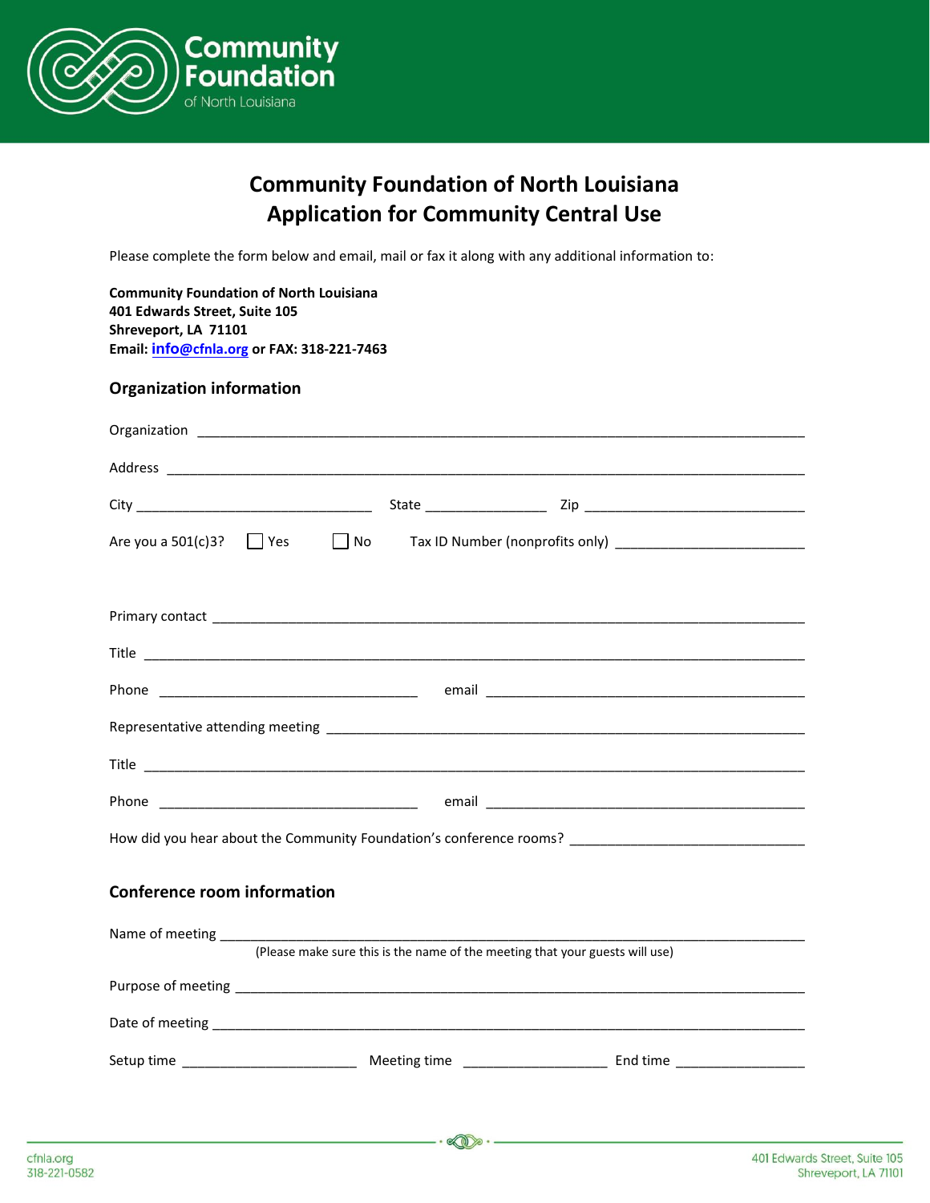# Community Foundation of North Louisiana
# Application for Community Central Use

Please complete the form below and email, mail or fax it along with any additional information to:

**Community Foundation of North Louisiana**
**401 Edwards Street, Suite 105**
**Shreveport, LA 71101**
**Email: info@cfnla.org or FAX: 318-221-7463**

## Organization information

Organization ______________________________________________________________

Address ______________________________________________________________

City ______________________ State ____________ Zip ______________________

Are you a 501(c)3? ☐ Yes ☐ No Tax ID Number (nonprofits only) ______________________

Primary contact ______________________________________________________________

Title ______________________________________________________________

Phone ______________________ email ______________________________

Representative attending meeting ______________________________________________

Title ______________________________________________________________

Phone ______________________ email ______________________________

How did you hear about the Community Foundation's conference rooms? ______________________

## Conference room information

Name of meeting ______________________________________________________________
(Please make sure this is the name of the meeting that your guests will use)

Purpose of meeting ______________________________________________________________

Date of meeting ______________________________________________________________

Setup time ________________ Meeting time ______________ End time ______________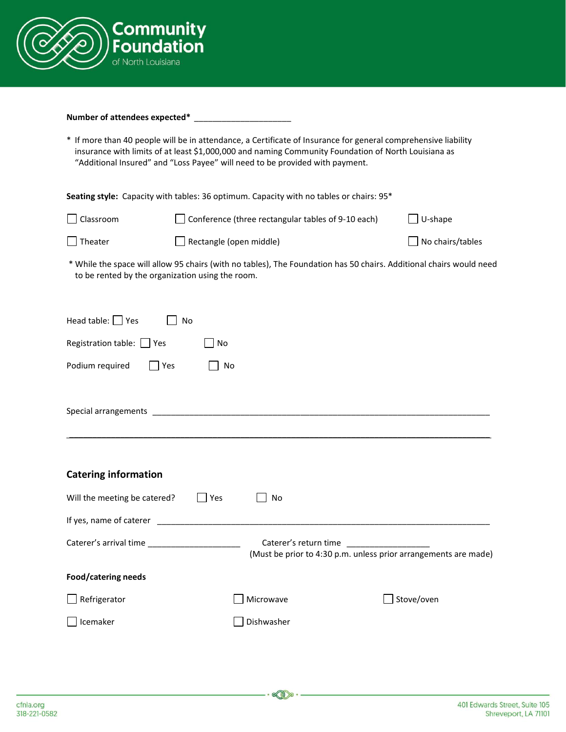**Number of attendees expected*** ____________________

* If more than 40 people will be in attendance, a Certificate of Insurance for general comprehensive liability insurance with limits of at least $1,000,000 and naming Community Foundation of North Louisiana as "Additional Insured" and "Loss Payee" will need to be provided with payment.

**Seating style:** Capacity with tables: 36 optimum. Capacity with no tables or chairs: 95*

☐ Classroom ☐ Conference (three rectangular tables of 9-10 each) ☐ U-shape

☐ Theater ☐ Rectangle (open middle) ☐ No chairs/tables

* While the space will allow 95 chairs (with no tables), The Foundation has 50 chairs. Additional chairs would need to be rented by the organization using the room.

Head table: ☐ Yes ☐ No

Registration table: ☐ Yes ☐ No

Podium required ☐ Yes ☐ No

Special arrangements ________________________________________________________________________

________________________________________________________________________________________

## Catering information

Will the meeting be catered? ☐ Yes ☐ No

If yes, name of caterer ________________________________________________________________________

Caterer's arrival time ____________________ Caterer's return time __________________
(Must be prior to 4:30 p.m. unless prior arrangements are made)

**Food/catering needs**

☐ Refrigerator ☐ Microwave ☐ Stove/oven

☐ Icemaker ☐ Dishwasher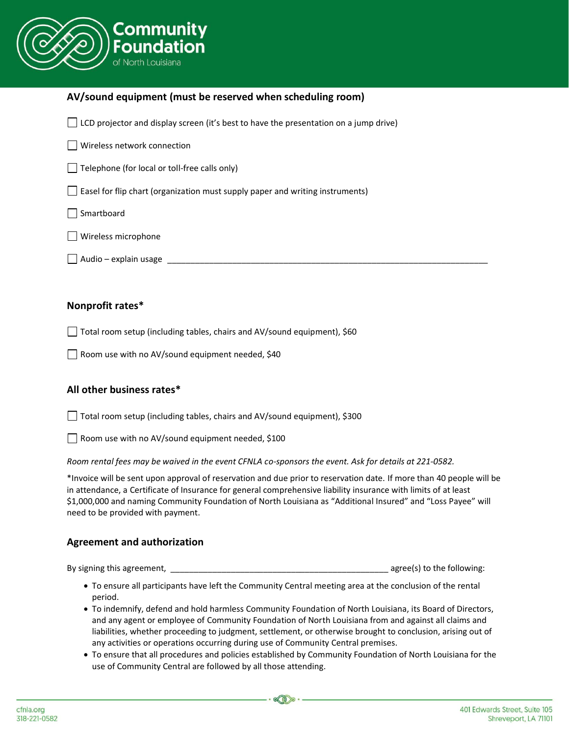### AV/sound equipment (must be reserved when scheduling room)

- [ ] LCD projector and display screen (it's best to have the presentation on a jump drive)
- [ ] Wireless network connection
- [ ] Telephone (for local or toll-free calls only)
- [ ] Easel for flip chart (organization must supply paper and writing instruments)
- [ ] Smartboard
- [ ] Wireless microphone
- [ ] Audio – explain usage ______________________________________________________________________

### Nonprofit rates*

- [ ] Total room setup (including tables, chairs and AV/sound equipment), $60
- [ ] Room use with no AV/sound equipment needed, $40

### All other business rates*

- [ ] Total room setup (including tables, chairs and AV/sound equipment), $300
- [ ] Room use with no AV/sound equipment needed, $100

*Room rental fees may be waived in the event CFNLA co-sponsors the event. Ask for details at 221-0582.*

*Invoice will be sent upon approval of reservation and due prior to reservation date. If more than 40 people will be in attendance, a Certificate of Insurance for general comprehensive liability insurance with limits of at least $1,000,000 and naming Community Foundation of North Louisiana as "Additional Insured" and "Loss Payee" will need to be provided with payment.

### Agreement and authorization

By signing this agreement, ________________________________________________ agree(s) to the following:

- To ensure all participants have left the Community Central meeting area at the conclusion of the rental period.
- To indemnify, defend and hold harmless Community Foundation of North Louisiana, its Board of Directors, and any agent or employee of Community Foundation of North Louisiana from and against all claims and liabilities, whether proceeding to judgment, settlement, or otherwise brought to conclusion, arising out of any activities or operations occurring during use of Community Central premises.
- To ensure that all procedures and policies established by Community Foundation of North Louisiana for the use of Community Central are followed by all those attending.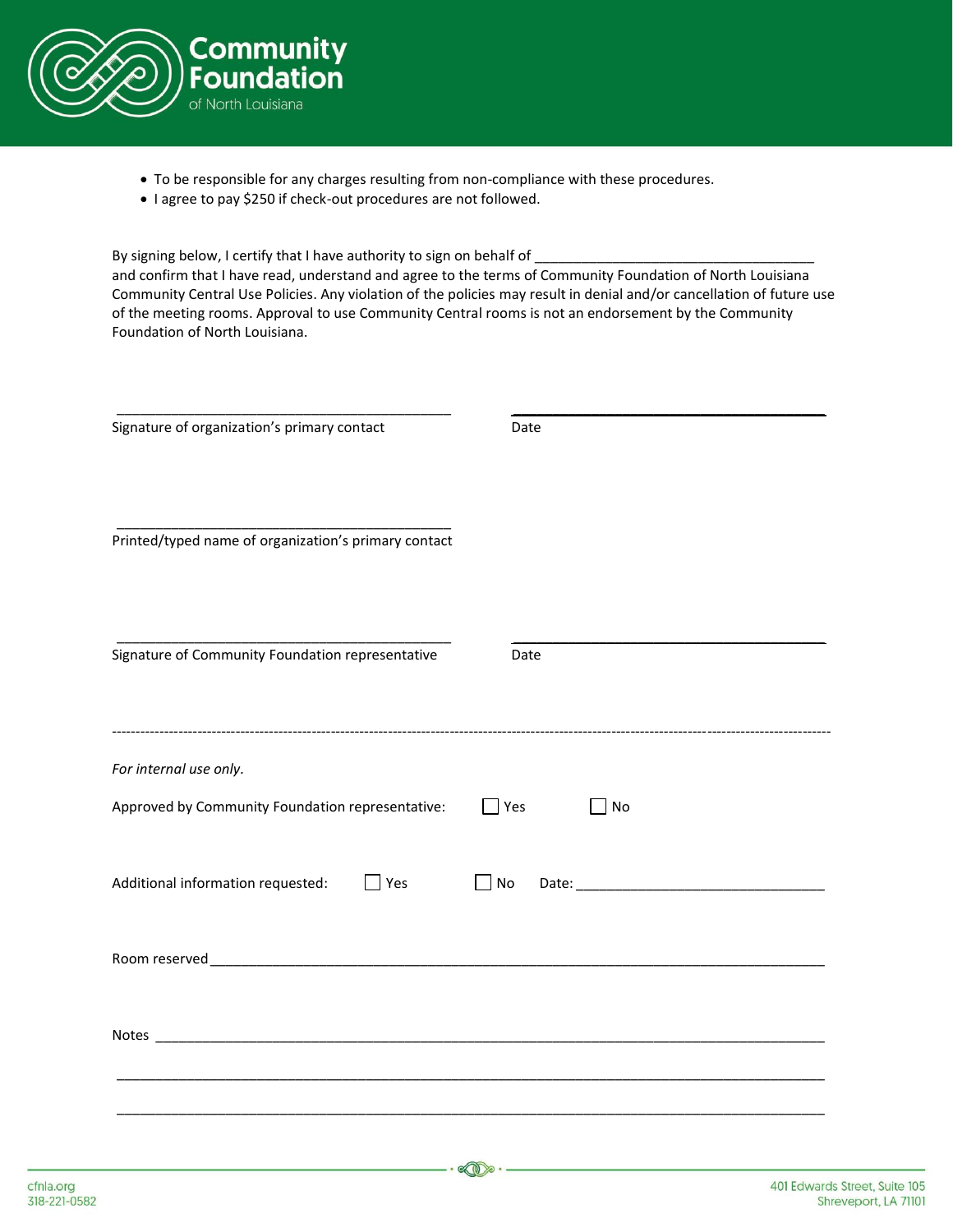- To be responsible for any charges resulting from non-compliance with these procedures.
- I agree to pay $250 if check-out procedures are not followed.

By signing below, I certify that I have authority to sign on behalf of ___________________________________ and confirm that I have read, understand and agree to the terms of Community Foundation of North Louisiana Community Central Use Policies. Any violation of the policies may result in denial and/or cancellation of future use of the meeting rooms. Approval to use Community Central rooms is not an endorsement by the Community Foundation of North Louisiana.

_____________________________________________ &nbsp;&nbsp;&nbsp;&nbsp; _____________________________________________
Signature of organization's primary contact &nbsp;&nbsp;&nbsp;&nbsp; Date

_____________________________________________
Printed/typed name of organization's primary contact

_____________________________________________ &nbsp;&nbsp;&nbsp;&nbsp; _____________________________________________
Signature of Community Foundation representative &nbsp;&nbsp;&nbsp;&nbsp; Date

---

*For internal use only.*

Approved by Community Foundation representative: ☐ Yes ☐ No

Additional information requested: ☐ Yes ☐ No Date: _______________________________

Room reserved _______________________________________________________________________________

Notes _______________________________________________________________________________

_______________________________________________________________________________

_______________________________________________________________________________